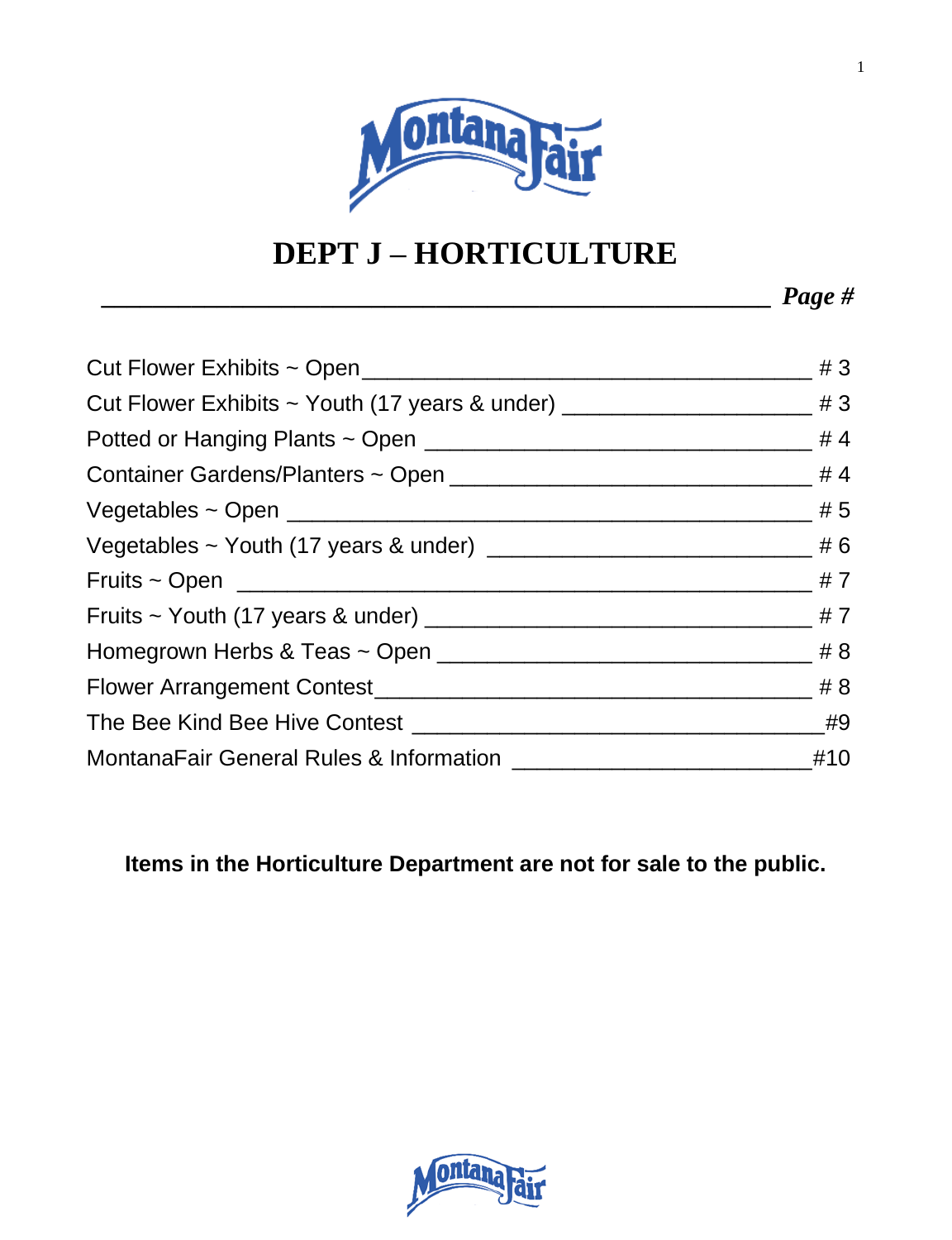# DEPT J – HORTICULTURE

| | *Page #* |
|---|---|
| Cut Flower Exhibits ~ Open | # 3 |
| Cut Flower Exhibits ~ Youth (17 years & under) | # 3 |
| Potted or Hanging Plants ~ Open | # 4 |
| Container Gardens/Planters ~ Open | # 4 |
| Vegetables ~ Open | # 5 |
| Vegetables ~ Youth (17 years & under) | # 6 |
| Fruits ~ Open | # 7 |
| Fruits ~ Youth (17 years & under) | # 7 |
| Homegrown Herbs & Teas ~ Open | # 8 |
| Flower Arrangement Contest | # 8 |
| The Bee Kind Bee Hive Contest | #9 |
| MontanaFair General Rules & Information | #10 |

**Items in the Horticulture Department are not for sale to the public.**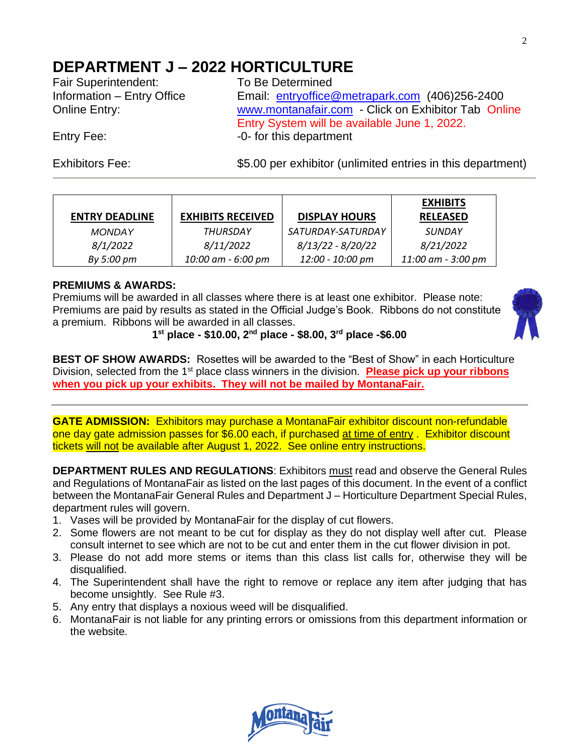# DEPARTMENT J – 2022 HORTICULTURE

Fair Superintendent: To Be Determined

Information – Entry Office Email: entryoffice@metrapark.com (406)256-2400

Online Entry: www.montanafair.com - Click on Exhibitor Tab Online Entry System will be available June 1, 2022.

Entry Fee: -0- for this department

Exhibitors Fee: $5.00 per exhibitor (unlimited entries in this department)

---

| ENTRY DEADLINE | EXHIBITS RECEIVED | DISPLAY HOURS | EXHIBITS RELEASED |
|---|---|---|---|
| *MONDAY* | *THURSDAY* | *SATURDAY-SATURDAY* | *SUNDAY* |
| *8/1/2022* | *8/11/2022* | *8/13/22 - 8/20/22* | *8/21/2022* |
| *By 5:00 pm* | *10:00 am - 6:00 pm* | *12:00 - 10:00 pm* | *11:00 am - 3:00 pm* |

**PREMIUMS & AWARDS:**
Premiums will be awarded in all classes where there is at least one exhibitor. Please note: Premiums are paid by results as stated in the Official Judge's Book. Ribbons do not constitute a premium. Ribbons will be awarded in all classes.

**1st place - $10.00, 2nd place - $8.00, 3rd place -$6.00**

**BEST OF SHOW AWARDS:** Rosettes will be awarded to the "Best of Show" in each Horticulture Division, selected from the 1st place class winners in the division. **Please pick up your ribbons when you pick up your exhibits. They will not be mailed by MontanaFair.**

---

**GATE ADMISSION:** Exhibitors may purchase a MontanaFair exhibitor discount non-refundable one day gate admission passes for $6.00 each, if purchased at time of entry . Exhibitor discount tickets will not be available after August 1, 2022. See online entry instructions.

**DEPARTMENT RULES AND REGULATIONS**: Exhibitors must read and observe the General Rules and Regulations of MontanaFair as listed on the last pages of this document. In the event of a conflict between the MontanaFair General Rules and Department J – Horticulture Department Special Rules, department rules will govern.

1. Vases will be provided by MontanaFair for the display of cut flowers.
2. Some flowers are not meant to be cut for display as they do not display well after cut. Please consult internet to see which are not to be cut and enter them in the cut flower division in pot.
3. Please do not add more stems or items than this class list calls for, otherwise they will be disqualified.
4. The Superintendent shall have the right to remove or replace any item after judging that has become unsightly. See Rule #3.
5. Any entry that displays a noxious weed will be disqualified.
6. MontanaFair is not liable for any printing errors or omissions from this department information or the website.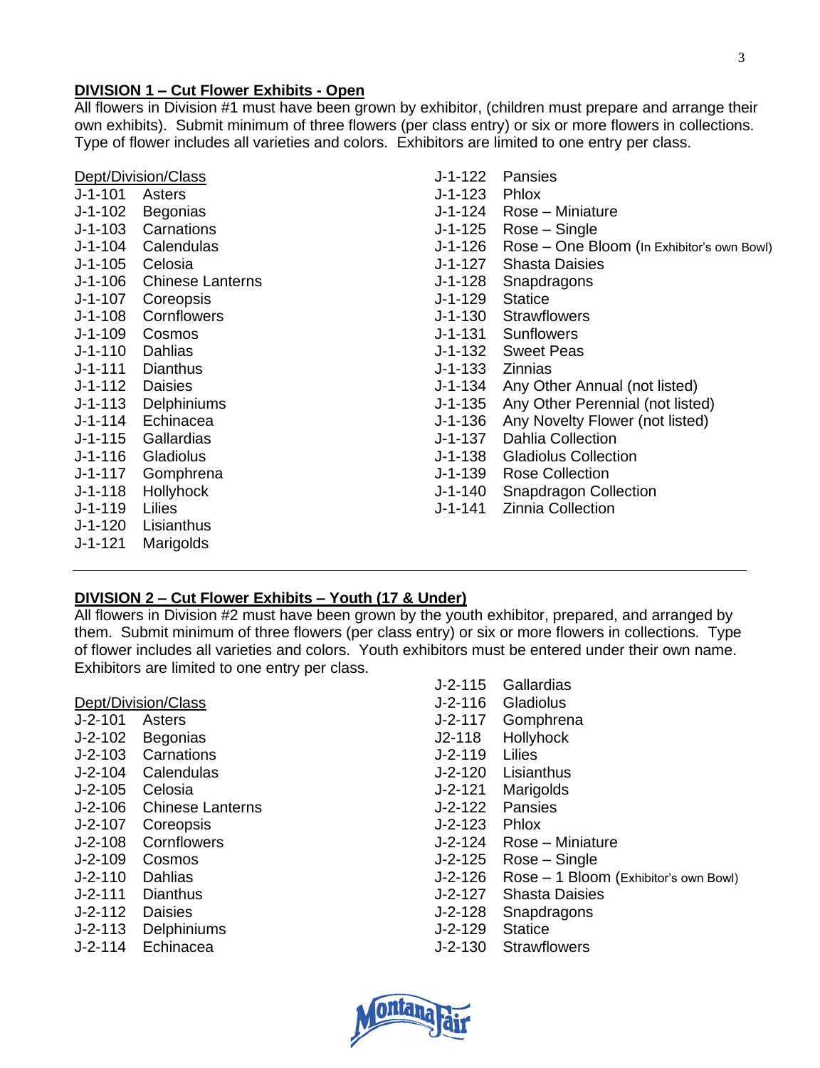## DIVISION 1 – Cut Flower Exhibits - Open

All flowers in Division #1 must have been grown by exhibitor, (children must prepare and arrange their own exhibits). Submit minimum of three flowers (per class entry) or six or more flowers in collections. Type of flower includes all varieties and colors. Exhibitors are limited to one entry per class.

| Dept/Division/Class | |
|---|---|
| J-1-101 | Asters |
| J-1-102 | Begonias |
| J-1-103 | Carnations |
| J-1-104 | Calendulas |
| J-1-105 | Celosia |
| J-1-106 | Chinese Lanterns |
| J-1-107 | Coreopsis |
| J-1-108 | Cornflowers |
| J-1-109 | Cosmos |
| J-1-110 | Dahlias |
| J-1-111 | Dianthus |
| J-1-112 | Daisies |
| J-1-113 | Delphiniums |
| J-1-114 | Echinacea |
| J-1-115 | Gallardias |
| J-1-116 | Gladiolus |
| J-1-117 | Gomphrena |
| J-1-118 | Hollyhock |
| J-1-119 | Lilies |
| J-1-120 | Lisianthus |
| J-1-121 | Marigolds |
| J-1-122 | Pansies |
| J-1-123 | Phlox |
| J-1-124 | Rose – Miniature |
| J-1-125 | Rose – Single |
| J-1-126 | Rose – One Bloom (In Exhibitor's own Bowl) |
| J-1-127 | Shasta Daisies |
| J-1-128 | Snapdragons |
| J-1-129 | Statice |
| J-1-130 | Strawflowers |
| J-1-131 | Sunflowers |
| J-1-132 | Sweet Peas |
| J-1-133 | Zinnias |
| J-1-134 | Any Other Annual (not listed) |
| J-1-135 | Any Other Perennial (not listed) |
| J-1-136 | Any Novelty Flower (not listed) |
| J-1-137 | Dahlia Collection |
| J-1-138 | Gladiolus Collection |
| J-1-139 | Rose Collection |
| J-1-140 | Snapdragon Collection |
| J-1-141 | Zinnia Collection |

## DIVISION 2 – Cut Flower Exhibits – Youth (17 & Under)

All flowers in Division #2 must have been grown by the youth exhibitor, prepared, and arranged by them. Submit minimum of three flowers (per class entry) or six or more flowers in collections. Type of flower includes all varieties and colors. Youth exhibitors must be entered under their own name. Exhibitors are limited to one entry per class.

| Dept/Division/Class | |
|---|---|
| J-2-101 | Asters |
| J-2-102 | Begonias |
| J-2-103 | Carnations |
| J-2-104 | Calendulas |
| J-2-105 | Celosia |
| J-2-106 | Chinese Lanterns |
| J-2-107 | Coreopsis |
| J-2-108 | Cornflowers |
| J-2-109 | Cosmos |
| J-2-110 | Dahlias |
| J-2-111 | Dianthus |
| J-2-112 | Daisies |
| J-2-113 | Delphiniums |
| J-2-114 | Echinacea |
| J-2-115 | Gallardias |
| J-2-116 | Gladiolus |
| J-2-117 | Gomphrena |
| J2-118 | Hollyhock |
| J-2-119 | Lilies |
| J-2-120 | Lisianthus |
| J-2-121 | Marigolds |
| J-2-122 | Pansies |
| J-2-123 | Phlox |
| J-2-124 | Rose – Miniature |
| J-2-125 | Rose – Single |
| J-2-126 | Rose – 1 Bloom (Exhibitor's own Bowl) |
| J-2-127 | Shasta Daisies |
| J-2-128 | Snapdragons |
| J-2-129 | Statice |
| J-2-130 | Strawflowers |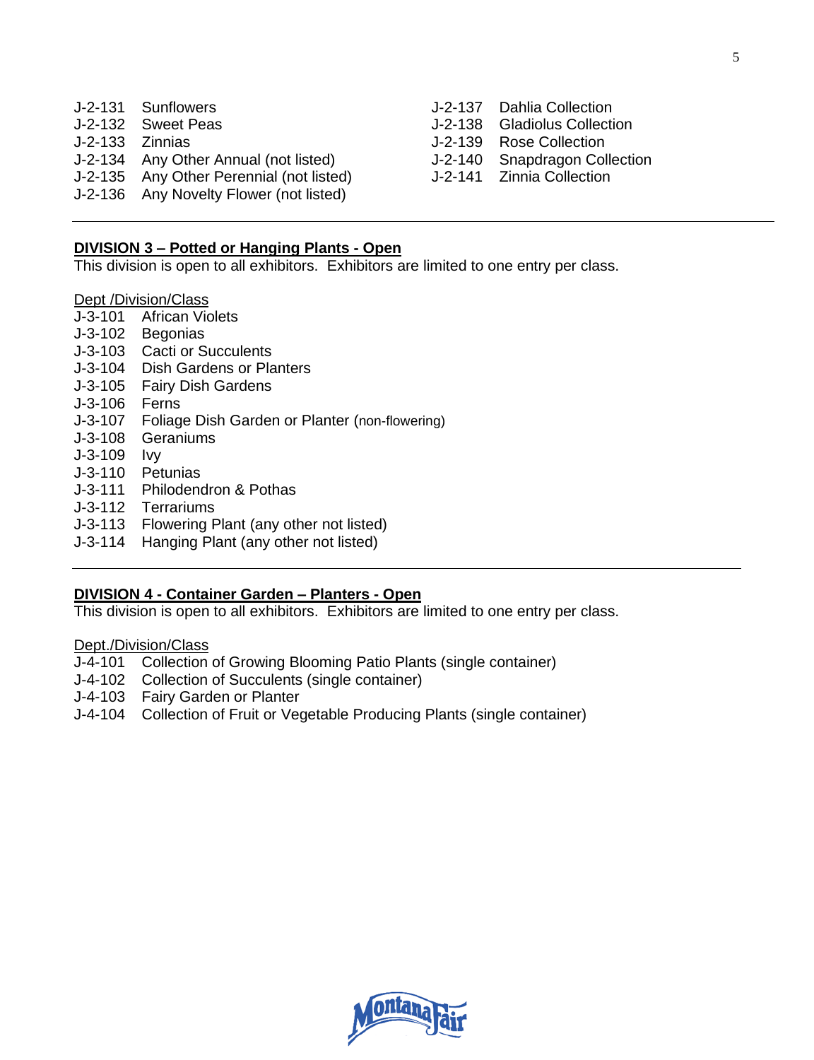J-2-131 Sunflowers
J-2-132 Sweet Peas
J-2-133 Zinnias
J-2-134 Any Other Annual (not listed)
J-2-135 Any Other Perennial (not listed)
J-2-136 Any Novelty Flower (not listed)
J-2-137 Dahlia Collection
J-2-138 Gladiolus Collection
J-2-139 Rose Collection
J-2-140 Snapdragon Collection
J-2-141 Zinnia Collection

---

**DIVISION 3 – Potted or Hanging Plants - Open**

This division is open to all exhibitors. Exhibitors are limited to one entry per class.

Dept /Division/Class

J-3-101 African Violets
J-3-102 Begonias
J-3-103 Cacti or Succulents
J-3-104 Dish Gardens or Planters
J-3-105 Fairy Dish Gardens
J-3-106 Ferns
J-3-107 Foliage Dish Garden or Planter (non-flowering)
J-3-108 Geraniums
J-3-109 Ivy
J-3-110 Petunias
J-3-111 Philodendron & Pothas
J-3-112 Terrariums
J-3-113 Flowering Plant (any other not listed)
J-3-114 Hanging Plant (any other not listed)

---

**DIVISION 4 - Container Garden – Planters - Open**

This division is open to all exhibitors. Exhibitors are limited to one entry per class.

Dept./Division/Class

J-4-101 Collection of Growing Blooming Patio Plants (single container)
J-4-102 Collection of Succulents (single container)
J-4-103 Fairy Garden or Planter
J-4-104 Collection of Fruit or Vegetable Producing Plants (single container)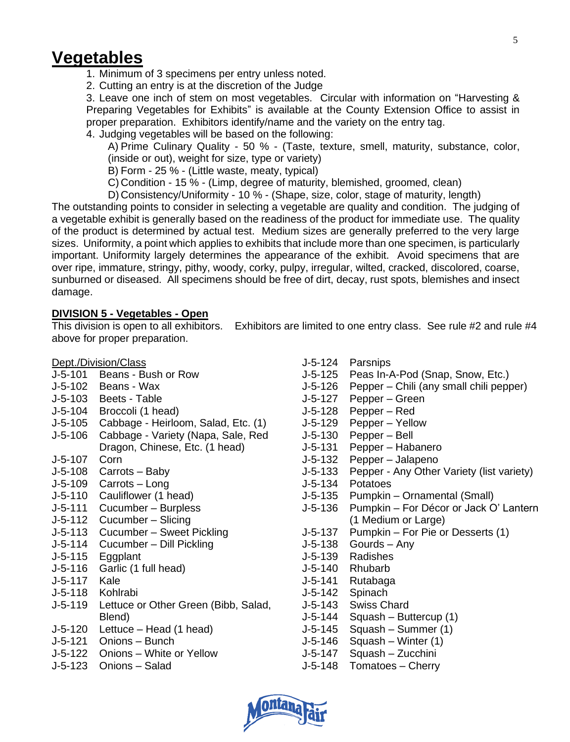# Vegetables

1. Minimum of 3 specimens per entry unless noted.
2. Cutting an entry is at the discretion of the Judge
3. Leave one inch of stem on most vegetables. Circular with information on "Harvesting & Preparing Vegetables for Exhibits" is available at the County Extension Office to assist in proper preparation. Exhibitors identify/name and the variety on the entry tag.
4. Judging vegetables will be based on the following:
   A) Prime Culinary Quality - 50 % - (Taste, texture, smell, maturity, substance, color, (inside or out), weight for size, type or variety)
   B) Form - 25 % - (Little waste, meaty, typical)
   C) Condition - 15 % - (Limp, degree of maturity, blemished, groomed, clean)
   D) Consistency/Uniformity - 10 % - (Shape, size, color, stage of maturity, length)

The outstanding points to consider in selecting a vegetable are quality and condition. The judging of a vegetable exhibit is generally based on the readiness of the product for immediate use. The quality of the product is determined by actual test. Medium sizes are generally preferred to the very large sizes. Uniformity, a point which applies to exhibits that include more than one specimen, is particularly important. Uniformity largely determines the appearance of the exhibit. Avoid specimens that are over ripe, immature, stringy, pithy, woody, corky, pulpy, irregular, wilted, cracked, discolored, coarse, sunburned or diseased. All specimens should be free of dirt, decay, rust spots, blemishes and insect damage.

**DIVISION 5 - Vegetables - Open**

This division is open to all exhibitors. Exhibitors are limited to one entry class. See rule #2 and rule #4 above for proper preparation.

Dept./Division/Class

J-5-101 Beans - Bush or Row
J-5-102 Beans - Wax
J-5-103 Beets - Table
J-5-104 Broccoli (1 head)
J-5-105 Cabbage - Heirloom, Salad, Etc. (1)
J-5-106 Cabbage - Variety (Napa, Sale, Red Dragon, Chinese, Etc. (1 head)
J-5-107 Corn
J-5-108 Carrots – Baby
J-5-109 Carrots – Long
J-5-110 Cauliflower (1 head)
J-5-111 Cucumber – Burpless
J-5-112 Cucumber – Slicing
J-5-113 Cucumber – Sweet Pickling
J-5-114 Cucumber – Dill Pickling
J-5-115 Eggplant
J-5-116 Garlic (1 full head)
J-5-117 Kale
J-5-118 Kohlrabi
J-5-119 Lettuce or Other Green (Bibb, Salad, Blend)
J-5-120 Lettuce – Head (1 head)
J-5-121 Onions – Bunch
J-5-122 Onions – White or Yellow
J-5-123 Onions – Salad
J-5-124 Parsnips
J-5-125 Peas In-A-Pod (Snap, Snow, Etc.)
J-5-126 Pepper – Chili (any small chili pepper)
J-5-127 Pepper – Green
J-5-128 Pepper – Red
J-5-129 Pepper – Yellow
J-5-130 Pepper – Bell
J-5-131 Pepper – Habanero
J-5-132 Pepper – Jalapeno
J-5-133 Pepper - Any Other Variety (list variety)
J-5-134 Potatoes
J-5-135 Pumpkin – Ornamental (Small)
J-5-136 Pumpkin – For Décor or Jack O' Lantern (1 Medium or Large)
J-5-137 Pumpkin – For Pie or Desserts (1)
J-5-138 Gourds – Any
J-5-139 Radishes
J-5-140 Rhubarb
J-5-141 Rutabaga
J-5-142 Spinach
J-5-143 Swiss Chard
J-5-144 Squash – Buttercup (1)
J-5-145 Squash – Summer (1)
J-5-146 Squash – Winter (1)
J-5-147 Squash – Zucchini
J-5-148 Tomatoes – Cherry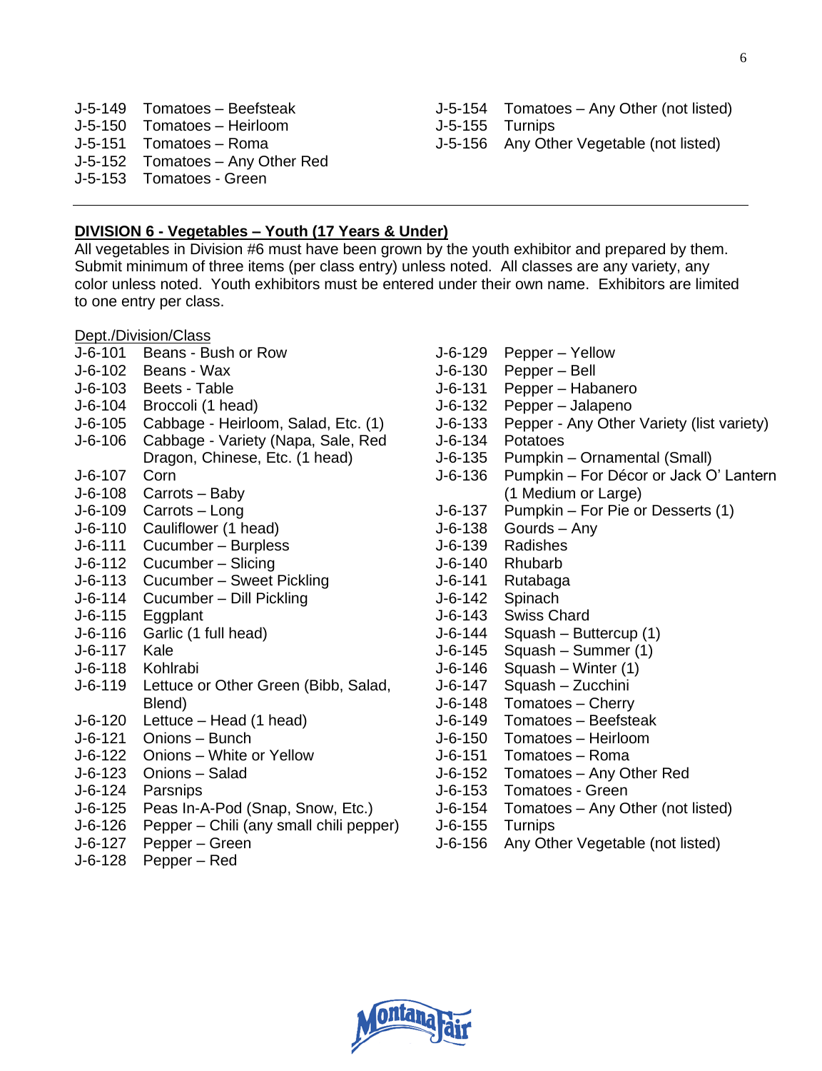J-5-149 Tomatoes – Beefsteak
J-5-150 Tomatoes – Heirloom
J-5-151 Tomatoes – Roma
J-5-152 Tomatoes – Any Other Red
J-5-153 Tomatoes - Green
J-5-154 Tomatoes – Any Other (not listed)
J-5-155 Turnips
J-5-156 Any Other Vegetable (not listed)

---

**DIVISION 6 - Vegetables – Youth (17 Years & Under)**

All vegetables in Division #6 must have been grown by the youth exhibitor and prepared by them. Submit minimum of three items (per class entry) unless noted. All classes are any variety, any color unless noted. Youth exhibitors must be entered under their own name. Exhibitors are limited to one entry per class.

Dept./Division/Class

J-6-101 Beans - Bush or Row
J-6-102 Beans - Wax
J-6-103 Beets - Table
J-6-104 Broccoli (1 head)
J-6-105 Cabbage - Heirloom, Salad, Etc. (1)
J-6-106 Cabbage - Variety (Napa, Sale, Red Dragon, Chinese, Etc. (1 head)
J-6-107 Corn
J-6-108 Carrots – Baby
J-6-109 Carrots – Long
J-6-110 Cauliflower (1 head)
J-6-111 Cucumber – Burpless
J-6-112 Cucumber – Slicing
J-6-113 Cucumber – Sweet Pickling
J-6-114 Cucumber – Dill Pickling
J-6-115 Eggplant
J-6-116 Garlic (1 full head)
J-6-117 Kale
J-6-118 Kohlrabi
J-6-119 Lettuce or Other Green (Bibb, Salad, Blend)
J-6-120 Lettuce – Head (1 head)
J-6-121 Onions – Bunch
J-6-122 Onions – White or Yellow
J-6-123 Onions – Salad
J-6-124 Parsnips
J-6-125 Peas In-A-Pod (Snap, Snow, Etc.)
J-6-126 Pepper – Chili (any small chili pepper)
J-6-127 Pepper – Green
J-6-128 Pepper – Red
J-6-129 Pepper – Yellow
J-6-130 Pepper – Bell
J-6-131 Pepper – Habanero
J-6-132 Pepper – Jalapeno
J-6-133 Pepper - Any Other Variety (list variety)
J-6-134 Potatoes
J-6-135 Pumpkin – Ornamental (Small)
J-6-136 Pumpkin – For Décor or Jack O' Lantern (1 Medium or Large)
J-6-137 Pumpkin – For Pie or Desserts (1)
J-6-138 Gourds – Any
J-6-139 Radishes
J-6-140 Rhubarb
J-6-141 Rutabaga
J-6-142 Spinach
J-6-143 Swiss Chard
J-6-144 Squash – Buttercup (1)
J-6-145 Squash – Summer (1)
J-6-146 Squash – Winter (1)
J-6-147 Squash – Zucchini
J-6-148 Tomatoes – Cherry
J-6-149 Tomatoes – Beefsteak
J-6-150 Tomatoes – Heirloom
J-6-151 Tomatoes – Roma
J-6-152 Tomatoes – Any Other Red
J-6-153 Tomatoes - Green
J-6-154 Tomatoes – Any Other (not listed)
J-6-155 Turnips
J-6-156 Any Other Vegetable (not listed)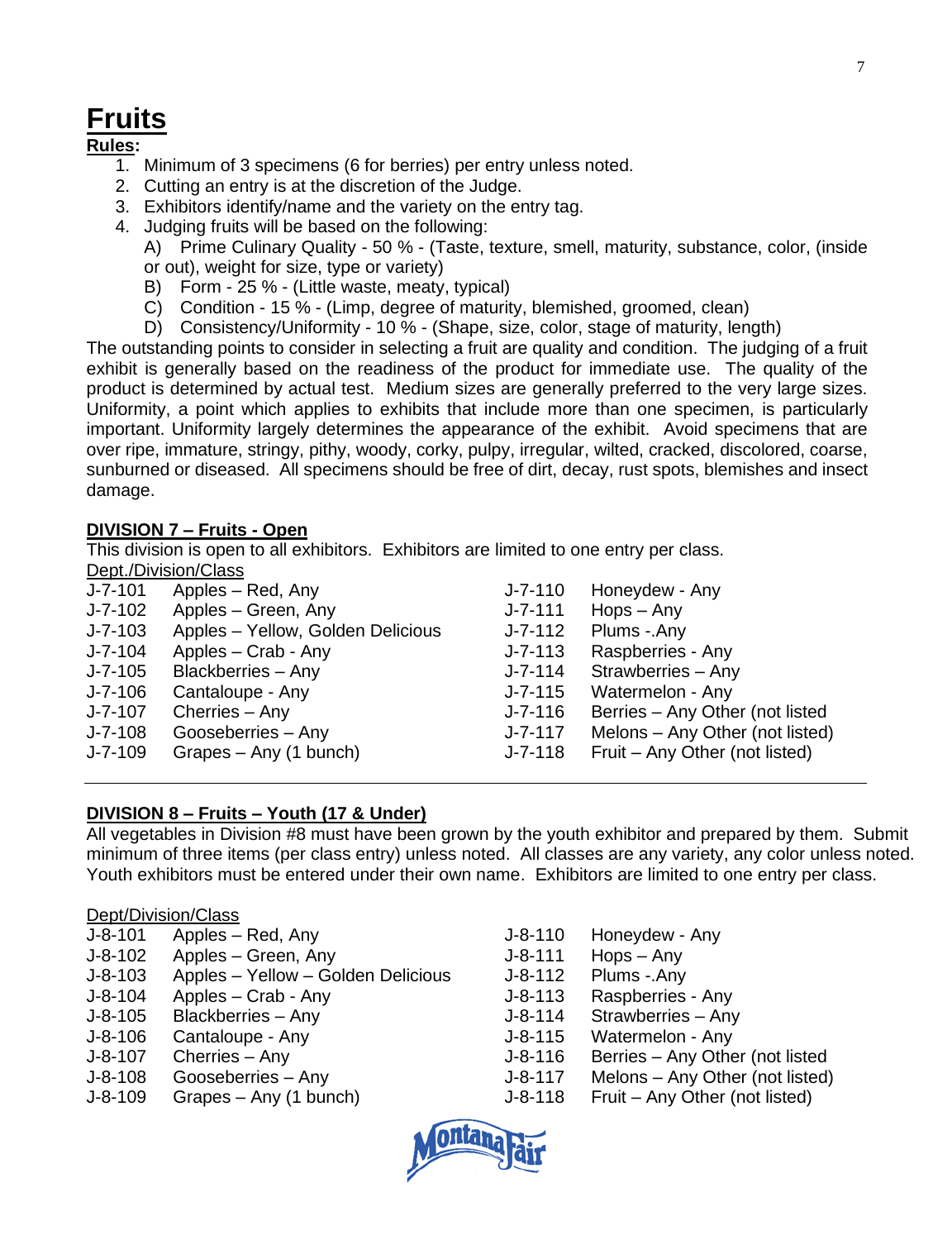# Fruits

**Rules:**

1. Minimum of 3 specimens (6 for berries) per entry unless noted.
2. Cutting an entry is at the discretion of the Judge.
3. Exhibitors identify/name and the variety on the entry tag.
4. Judging fruits will be based on the following:
   A) Prime Culinary Quality - 50 % - (Taste, texture, smell, maturity, substance, color, (inside or out), weight for size, type or variety)
   B) Form - 25 % - (Little waste, meaty, typical)
   C) Condition - 15 % - (Limp, degree of maturity, blemished, groomed, clean)
   D) Consistency/Uniformity - 10 % - (Shape, size, color, stage of maturity, length)

The outstanding points to consider in selecting a fruit are quality and condition. The judging of a fruit exhibit is generally based on the readiness of the product for immediate use. The quality of the product is determined by actual test. Medium sizes are generally preferred to the very large sizes. Uniformity, a point which applies to exhibits that include more than one specimen, is particularly important. Uniformity largely determines the appearance of the exhibit. Avoid specimens that are over ripe, immature, stringy, pithy, woody, corky, pulpy, irregular, wilted, cracked, discolored, coarse, sunburned or diseased. All specimens should be free of dirt, decay, rust spots, blemishes and insect damage.

## DIVISION 7 – Fruits - Open

This division is open to all exhibitors. Exhibitors are limited to one entry per class.

Dept./Division/Class

| | | | |
|---|---|---|---|
| J-7-101 | Apples – Red, Any | J-7-110 | Honeydew - Any |
| J-7-102 | Apples – Green, Any | J-7-111 | Hops – Any |
| J-7-103 | Apples – Yellow, Golden Delicious | J-7-112 | Plums -.Any |
| J-7-104 | Apples – Crab - Any | J-7-113 | Raspberries - Any |
| J-7-105 | Blackberries – Any | J-7-114 | Strawberries – Any |
| J-7-106 | Cantaloupe - Any | J-7-115 | Watermelon - Any |
| J-7-107 | Cherries – Any | J-7-116 | Berries – Any Other (not listed |
| J-7-108 | Gooseberries – Any | J-7-117 | Melons – Any Other (not listed) |
| J-7-109 | Grapes – Any (1 bunch) | J-7-118 | Fruit – Any Other (not listed) |

## DIVISION 8 – Fruits – Youth (17 & Under)

All vegetables in Division #8 must have been grown by the youth exhibitor and prepared by them. Submit minimum of three items (per class entry) unless noted. All classes are any variety, any color unless noted. Youth exhibitors must be entered under their own name. Exhibitors are limited to one entry per class.

Dept/Division/Class

| | | | |
|---|---|---|---|
| J-8-101 | Apples – Red, Any | J-8-110 | Honeydew - Any |
| J-8-102 | Apples – Green, Any | J-8-111 | Hops – Any |
| J-8-103 | Apples – Yellow – Golden Delicious | J-8-112 | Plums -.Any |
| J-8-104 | Apples – Crab - Any | J-8-113 | Raspberries - Any |
| J-8-105 | Blackberries – Any | J-8-114 | Strawberries – Any |
| J-8-106 | Cantaloupe - Any | J-8-115 | Watermelon - Any |
| J-8-107 | Cherries – Any | J-8-116 | Berries – Any Other (not listed |
| J-8-108 | Gooseberries – Any | J-8-117 | Melons – Any Other (not listed) |
| J-8-109 | Grapes – Any (1 bunch) | J-8-118 | Fruit – Any Other (not listed) |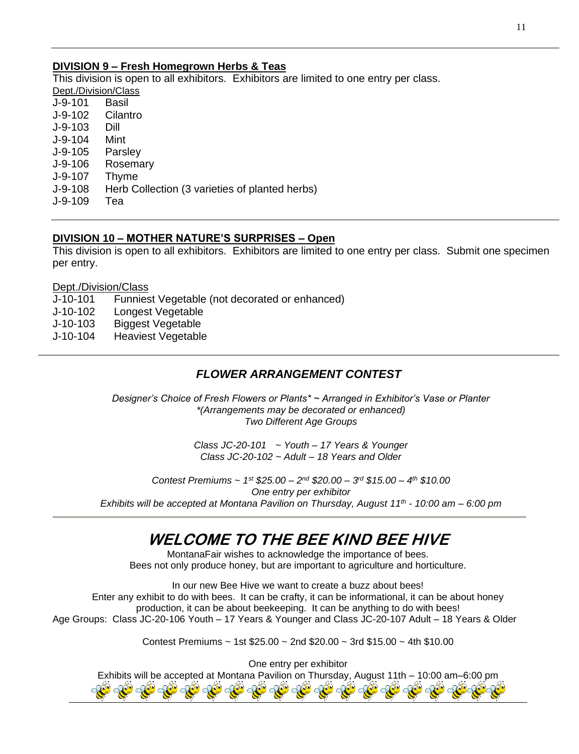## DIVISION 9 – Fresh Homegrown Herbs & Teas

This division is open to all exhibitors. Exhibitors are limited to one entry per class.

Dept./Division/Class

| | |
|---|---|
| J-9-101 | Basil |
| J-9-102 | Cilantro |
| J-9-103 | Dill |
| J-9-104 | Mint |
| J-9-105 | Parsley |
| J-9-106 | Rosemary |
| J-9-107 | Thyme |
| J-9-108 | Herb Collection (3 varieties of planted herbs) |
| J-9-109 | Tea |

## DIVISION 10 – MOTHER NATURE'S SURPRISES – Open

This division is open to all exhibitors. Exhibitors are limited to one entry per class. Submit one specimen per entry.

Dept./Division/Class

| | |
|---|---|
| J-10-101 | Funniest Vegetable (not decorated or enhanced) |
| J-10-102 | Longest Vegetable |
| J-10-103 | Biggest Vegetable |
| J-10-104 | Heaviest Vegetable |

## *FLOWER ARRANGEMENT CONTEST*

*Designer's Choice of Fresh Flowers or Plants* ~ Arranged in Exhibitor's Vase or Planter*
*\*(Arrangements may be decorated or enhanced)*
*Two Different Age Groups*

*Class JC-20-101 ~ Youth – 17 Years & Younger*
*Class JC-20-102 ~ Adult – 18 Years and Older*

*Contest Premiums ~ 1st $25.00 – 2nd $20.00 – 3rd $15.00 – 4th $10.00*
*One entry per exhibitor*
*Exhibits will be accepted at Montana Pavilion on Thursday, August 11th - 10:00 am – 6:00 pm*

# WELCOME TO THE BEE KIND BEE HIVE

MontanaFair wishes to acknowledge the importance of bees.
Bees not only produce honey, but are important to agriculture and horticulture.

In our new Bee Hive we want to create a buzz about bees!
Enter any exhibit to do with bees. It can be crafty, it can be informational, it can be about honey production, it can be about beekeeping. It can be anything to do with bees!
Age Groups: Class JC-20-106 Youth – 17 Years & Younger and Class JC-20-107 Adult – 18 Years & Older

Contest Premiums ~ 1st $25.00 ~ 2nd $20.00 ~ 3rd $15.00 ~ 4th $10.00

One entry per exhibitor
Exhibits will be accepted at Montana Pavilion on Thursday, August 11th – 10:00 am–6:00 pm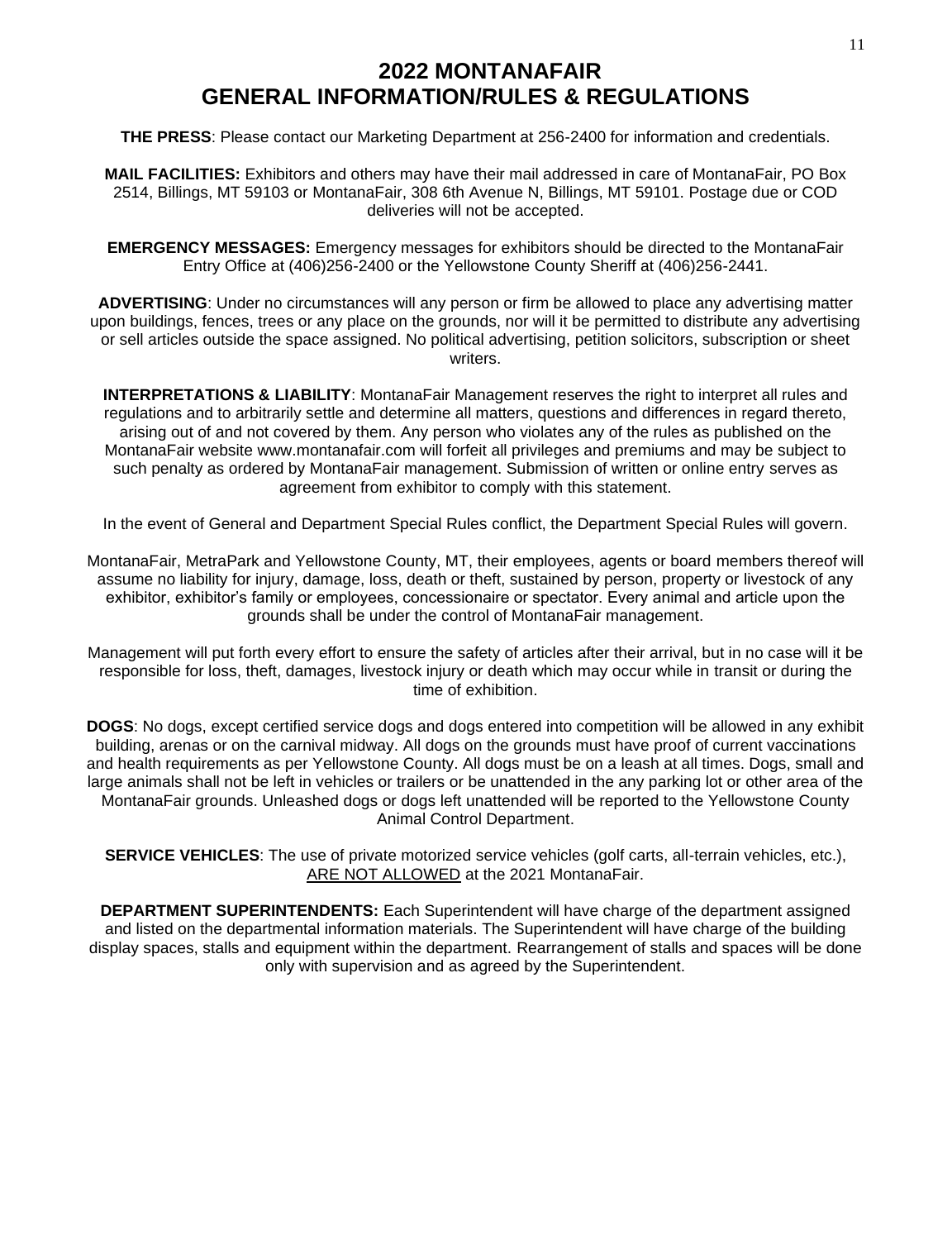# 2022 MONTANAFAIR GENERAL INFORMATION/RULES & REGULATIONS

**THE PRESS**: Please contact our Marketing Department at 256-2400 for information and credentials.

**MAIL FACILITIES:** Exhibitors and others may have their mail addressed in care of MontanaFair, PO Box 2514, Billings, MT 59103 or MontanaFair, 308 6th Avenue N, Billings, MT 59101. Postage due or COD deliveries will not be accepted.

**EMERGENCY MESSAGES:** Emergency messages for exhibitors should be directed to the MontanaFair Entry Office at (406)256-2400 or the Yellowstone County Sheriff at (406)256-2441.

**ADVERTISING**: Under no circumstances will any person or firm be allowed to place any advertising matter upon buildings, fences, trees or any place on the grounds, nor will it be permitted to distribute any advertising or sell articles outside the space assigned. No political advertising, petition solicitors, subscription or sheet writers.

**INTERPRETATIONS & LIABILITY**: MontanaFair Management reserves the right to interpret all rules and regulations and to arbitrarily settle and determine all matters, questions and differences in regard thereto, arising out of and not covered by them. Any person who violates any of the rules as published on the MontanaFair website www.montanafair.com will forfeit all privileges and premiums and may be subject to such penalty as ordered by MontanaFair management. Submission of written or online entry serves as agreement from exhibitor to comply with this statement.

In the event of General and Department Special Rules conflict, the Department Special Rules will govern.

MontanaFair, MetraPark and Yellowstone County, MT, their employees, agents or board members thereof will assume no liability for injury, damage, loss, death or theft, sustained by person, property or livestock of any exhibitor, exhibitor's family or employees, concessionaire or spectator. Every animal and article upon the grounds shall be under the control of MontanaFair management.

Management will put forth every effort to ensure the safety of articles after their arrival, but in no case will it be responsible for loss, theft, damages, livestock injury or death which may occur while in transit or during the time of exhibition.

**DOGS**: No dogs, except certified service dogs and dogs entered into competition will be allowed in any exhibit building, arenas or on the carnival midway. All dogs on the grounds must have proof of current vaccinations and health requirements as per Yellowstone County. All dogs must be on a leash at all times. Dogs, small and large animals shall not be left in vehicles or trailers or be unattended in the any parking lot or other area of the MontanaFair grounds. Unleashed dogs or dogs left unattended will be reported to the Yellowstone County Animal Control Department.

**SERVICE VEHICLES**: The use of private motorized service vehicles (golf carts, all-terrain vehicles, etc.), ARE NOT ALLOWED at the 2021 MontanaFair.

**DEPARTMENT SUPERINTENDENTS:** Each Superintendent will have charge of the department assigned and listed on the departmental information materials. The Superintendent will have charge of the building display spaces, stalls and equipment within the department. Rearrangement of stalls and spaces will be done only with supervision and as agreed by the Superintendent.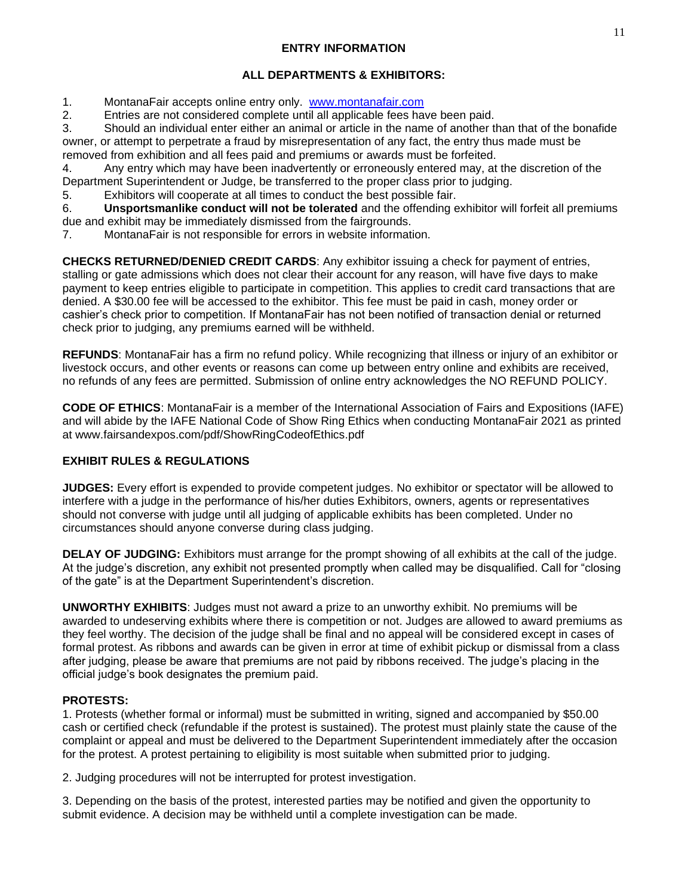## ENTRY INFORMATION

### ALL DEPARTMENTS & EXHIBITORS:

1. MontanaFair accepts online entry only. [www.montanafair.com](http://www.montanafair.com)
2. Entries are not considered complete until all applicable fees have been paid.
3. Should an individual enter either an animal or article in the name of another than that of the bonafide owner, or attempt to perpetrate a fraud by misrepresentation of any fact, the entry thus made must be removed from exhibition and all fees paid and premiums or awards must be forfeited.
4. Any entry which may have been inadvertently or erroneously entered may, at the discretion of the Department Superintendent or Judge, be transferred to the proper class prior to judging.
5. Exhibitors will cooperate at all times to conduct the best possible fair.
6. **Unsportsmanlike conduct will not be tolerated** and the offending exhibitor will forfeit all premiums due and exhibit may be immediately dismissed from the fairgrounds.
7. MontanaFair is not responsible for errors in website information.

**CHECKS RETURNED/DENIED CREDIT CARDS**: Any exhibitor issuing a check for payment of entries, stalling or gate admissions which does not clear their account for any reason, will have five days to make payment to keep entries eligible to participate in competition. This applies to credit card transactions that are denied. A $30.00 fee will be accessed to the exhibitor. This fee must be paid in cash, money order or cashier's check prior to competition. If MontanaFair has not been notified of transaction denial or returned check prior to judging, any premiums earned will be withheld.

**REFUNDS**: MontanaFair has a firm no refund policy. While recognizing that illness or injury of an exhibitor or livestock occurs, and other events or reasons can come up between entry online and exhibits are received, no refunds of any fees are permitted. Submission of online entry acknowledges the NO REFUND POLICY.

**CODE OF ETHICS**: MontanaFair is a member of the International Association of Fairs and Expositions (IAFE) and will abide by the IAFE National Code of Show Ring Ethics when conducting MontanaFair 2021 as printed at www.fairsandexpos.com/pdf/ShowRingCodeofEthics.pdf

### EXHIBIT RULES & REGULATIONS

**JUDGES:** Every effort is expended to provide competent judges. No exhibitor or spectator will be allowed to interfere with a judge in the performance of his/her duties Exhibitors, owners, agents or representatives should not converse with judge until all judging of applicable exhibits has been completed. Under no circumstances should anyone converse during class judging.

**DELAY OF JUDGING:** Exhibitors must arrange for the prompt showing of all exhibits at the call of the judge. At the judge's discretion, any exhibit not presented promptly when called may be disqualified. Call for "closing of the gate" is at the Department Superintendent's discretion.

**UNWORTHY EXHIBITS**: Judges must not award a prize to an unworthy exhibit. No premiums will be awarded to undeserving exhibits where there is competition or not. Judges are allowed to award premiums as they feel worthy. The decision of the judge shall be final and no appeal will be considered except in cases of formal protest. As ribbons and awards can be given in error at time of exhibit pickup or dismissal from a class after judging, please be aware that premiums are not paid by ribbons received. The judge's placing in the official judge's book designates the premium paid.

**PROTESTS:**

1. Protests (whether formal or informal) must be submitted in writing, signed and accompanied by $50.00 cash or certified check (refundable if the protest is sustained). The protest must plainly state the cause of the complaint or appeal and must be delivered to the Department Superintendent immediately after the occasion for the protest. A protest pertaining to eligibility is most suitable when submitted prior to judging.

2. Judging procedures will not be interrupted for protest investigation.

3. Depending on the basis of the protest, interested parties may be notified and given the opportunity to submit evidence. A decision may be withheld until a complete investigation can be made.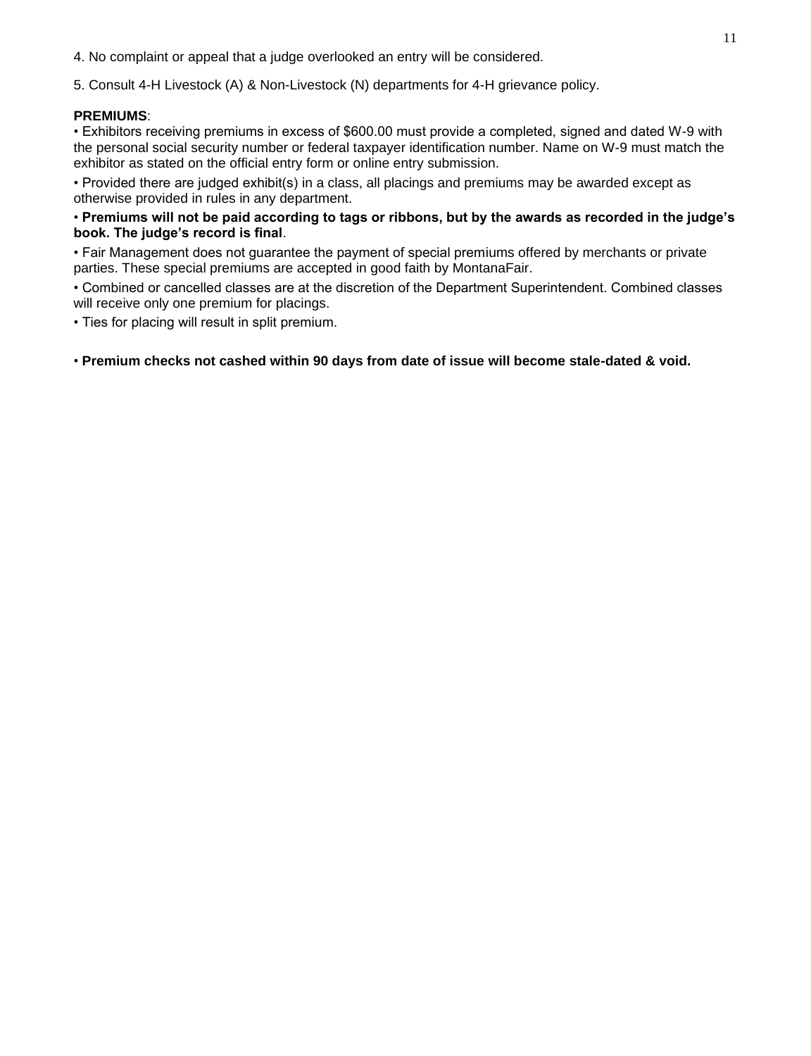4. No complaint or appeal that a judge overlooked an entry will be considered.

5. Consult 4-H Livestock (A) & Non-Livestock (N) departments for 4-H grievance policy.

**PREMIUMS**:

• Exhibitors receiving premiums in excess of $600.00 must provide a completed, signed and dated W-9 with the personal social security number or federal taxpayer identification number. Name on W-9 must match the exhibitor as stated on the official entry form or online entry submission.

• Provided there are judged exhibit(s) in a class, all placings and premiums may be awarded except as otherwise provided in rules in any department.

• **Premiums will not be paid according to tags or ribbons, but by the awards as recorded in the judge's book. The judge's record is final**.

• Fair Management does not guarantee the payment of special premiums offered by merchants or private parties. These special premiums are accepted in good faith by MontanaFair.

• Combined or cancelled classes are at the discretion of the Department Superintendent. Combined classes will receive only one premium for placings.

• Ties for placing will result in split premium.

• **Premium checks not cashed within 90 days from date of issue will become stale-dated & void.**